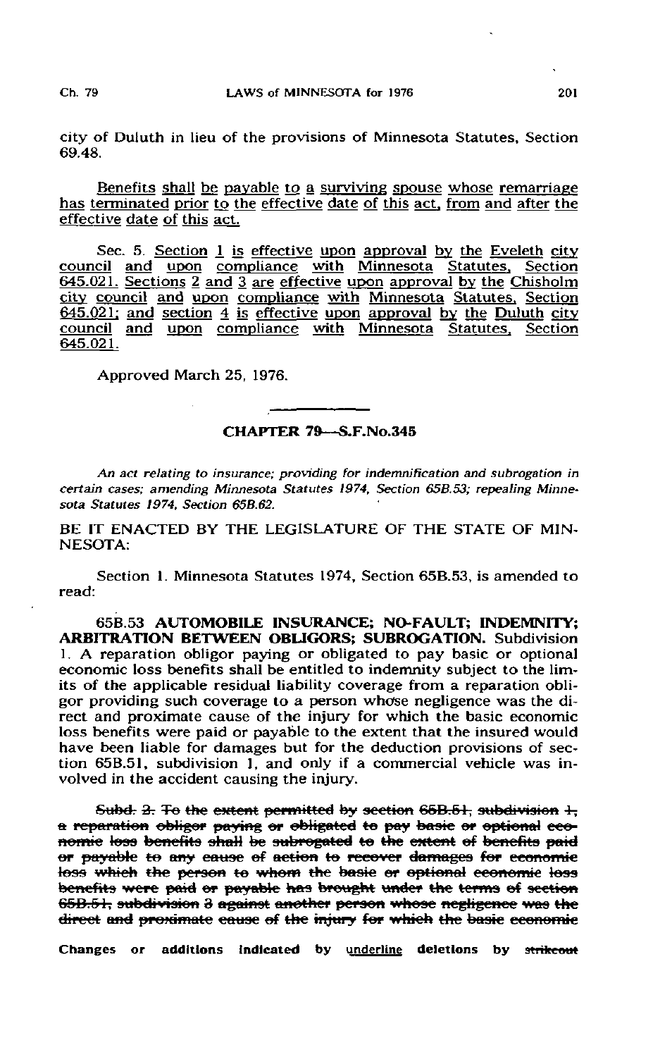city of Duluth in lieu of the provisions of Minnesota Statutes, Section 69.48.

<u>Benefits shall be payable to a surviving spouse whose remarriage has terminated prior to the effective date of this act, from and after the effective date of this act.</u>

Sec. 5. <u>Section 1 is effective upon approval by the Eveleth city council and upon compliance with Minnesota Statutes, Section 645.021. Sections 2 and 3 are effective upon approval by the Chisholm city council and upon compliance with Minnesota Statutes, Section 645.021; and section 4 is effective upon approval by the Duluth city council and upon compliance with Minnesota Statutes, Section 645.021.</u>

Approved March 25, 1976.

## CHAPTER 79—S.F.No.345

*An act relating to insurance; providing for indemnification and subrogation in certain cases; amending Minnesota Statutes 1974, Section 65B.53; repealing Minnesota Statutes 1974, Section 65B.62.*

BE IT ENACTED BY THE LEGISLATURE OF THE STATE OF MINNESOTA:

Section 1. Minnesota Statutes 1974, Section 65B.53, is amended to read:

65B.53 **AUTOMOBILE INSURANCE; NO-FAULT; INDEMNITY; ARBITRATION BETWEEN OBLIGORS; SUBROGATION.** Subdivision 1. A reparation obligor paying or obligated to pay basic or optional economic loss benefits shall be entitled to indemnity subject to the limits of the applicable residual liability coverage from a reparation obligor providing such coverage to a person whose negligence was the direct and proximate cause of the injury for which the basic economic loss benefits were paid or payable to the extent that the insured would have been liable for damages but for the deduction provisions of section 65B.51, subdivision 1, and only if a commercial vehicle was involved in the accident causing the injury.

~~Subd. 2. To the extent permitted by section 65B.51, subdivision 1, a reparation obligor paying or obligated to pay basic or optional economic loss benefits shall be subrogated to the extent of benefits paid or payable to any cause of action to recover damages for economic loss which the person to whom the basic or optional economic loss benefits were paid or payable has brought under the terms of section 65B.51, subdivision 3 against another person whose negligence was the direct and proximate cause of the injury for which the basic economic~~

Changes or additions indicated by <u>underline</u> deletions by ~~strikeout~~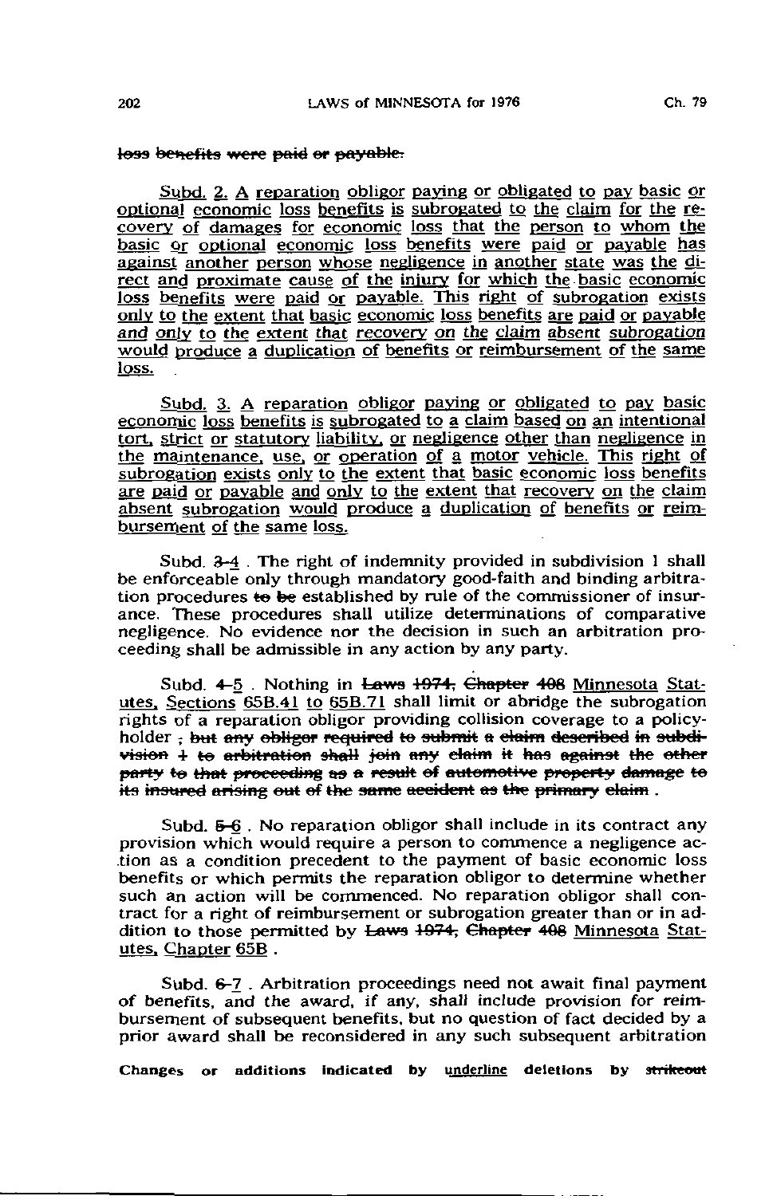~~loss benefits were paid or payable.~~

<u>Subd. 2. A reparation obligor paying or obligated to pay basic or optional economic loss benefits is subrogated to the claim for the recovery of damages for economic loss that the person to whom the basic or optional economic loss benefits were paid or payable has against another person whose negligence in another state was the direct and proximate cause of the injury for which the basic economic loss benefits were paid or payable. This right of subrogation exists only to the extent that basic economic loss benefits are paid or payable and only to the extent that recovery on the claim absent subrogation would produce a duplication of benefits or reimbursement of the same loss.</u>

<u>Subd. 3. A reparation obligor paying or obligated to pay basic economic loss benefits is subrogated to a claim based on an intentional tort, strict or statutory liability, or negligence other than negligence in the maintenance, use, or operation of a motor vehicle. This right of subrogation exists only to the extent that basic economic loss benefits are paid or payable and only to the extent that recovery on the claim absent subrogation would produce a duplication of benefits or reimbursement of the same loss.</u>

Subd. ~~3~~ <u>4</u> . The right of indemnity provided in subdivision 1 shall be enforceable only through mandatory good-faith and binding arbitration procedures ~~to be~~ established by rule of the commissioner of insurance. These procedures shall utilize determinations of comparative negligence. No evidence nor the decision in such an arbitration proceeding shall be admissible in any action by any party.

Subd. ~~4~~ <u>5</u> . Nothing in ~~Laws 1974, Chapter 408~~ <u>Minnesota Statutes, Sections 65B.41 to 65B.71</u> shall limit or abridge the subrogation rights of a reparation obligor providing collision coverage to a policyholder ~~; but any obligor required to submit a claim described in subdivision 1 to arbitration shall join any claim it has against the other party to that proceeding as a result of automotive property damage to its insured arising out of the same accident as the primary claim~~ .

Subd. ~~5~~ <u>6</u> . No reparation obligor shall include in its contract any provision which would require a person to commence a negligence action as a condition precedent to the payment of basic economic loss benefits or which permits the reparation obligor to determine whether such an action will be commenced. No reparation obligor shall contract for a right of reimbursement or subrogation greater than or in addition to those permitted by ~~Laws 1974, Chapter 408~~ <u>Minnesota Statutes, Chapter 65B</u> .

Subd. ~~6~~ <u>7</u> . Arbitration proceedings need not await final payment of benefits, and the award, if any, shall include provision for reimbursement of subsequent benefits, but no question of fact decided by a prior award shall be reconsidered in any such subsequent arbitration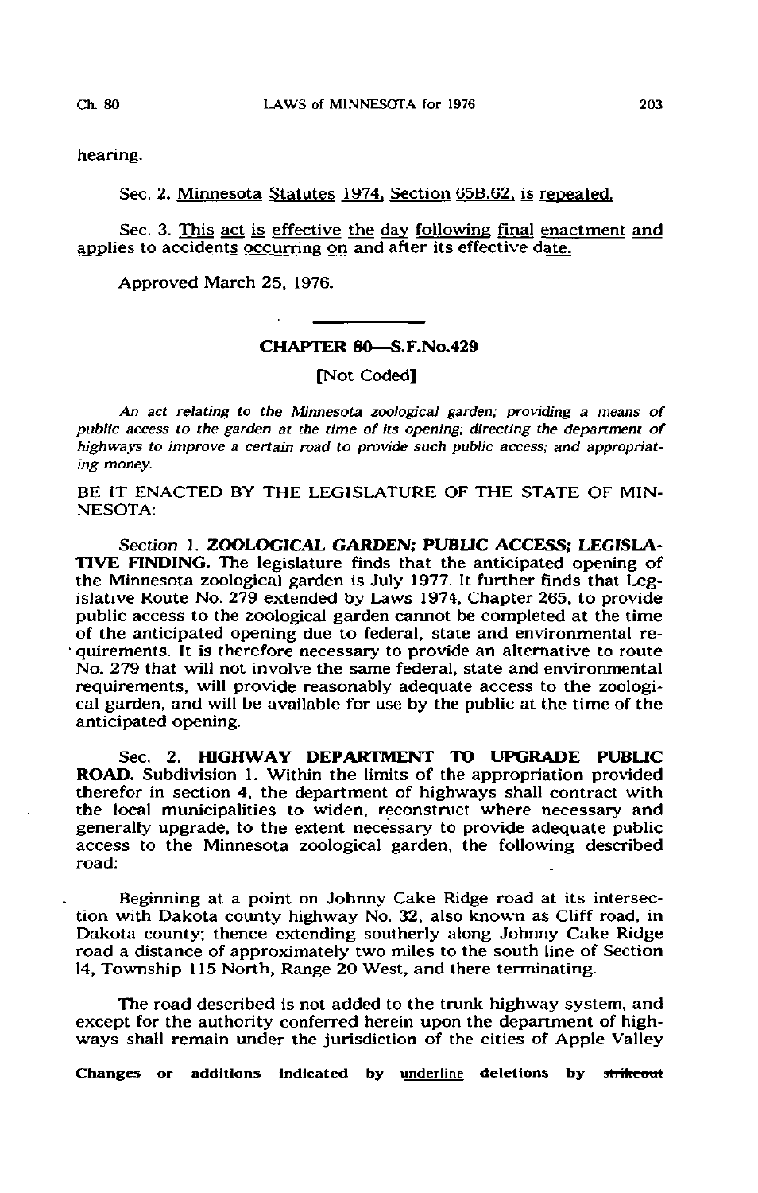hearing.

Sec. 2. Minnesota Statutes 1974, Section 65B.62, is repealed.

Sec. 3. This act is effective the day following final enactment and applies to accidents occurring on and after its effective date.

Approved March 25, 1976.

## CHAPTER 80—S.F.No.429

[Not Coded]

*An act relating to the Minnesota zoological garden; providing a means of public access to the garden at the time of its opening; directing the department of highways to improve a certain road to provide such public access; and appropriating money.*

BE IT ENACTED BY THE LEGISLATURE OF THE STATE OF MINNESOTA:

*Section 1.* **ZOOLOGICAL GARDEN; PUBLIC ACCESS; LEGISLATIVE FINDING.** The legislature finds that the anticipated opening of the Minnesota zoological garden is July 1977. It further finds that Legislative Route No. 279 extended by Laws 1974, Chapter 265, to provide public access to the zoological garden cannot be completed at the time of the anticipated opening due to federal, state and environmental requirements. It is therefore necessary to provide an alternative to route No. 279 that will not involve the same federal, state and environmental requirements, will provide reasonably adequate access to the zoological garden, and will be available for use by the public at the time of the anticipated opening.

Sec. 2. **HIGHWAY DEPARTMENT TO UPGRADE PUBLIC ROAD.** Subdivision 1. Within the limits of the appropriation provided therefor in section 4, the department of highways shall contract with the local municipalities to widen, reconstruct where necessary and generally upgrade, to the extent necessary to provide adequate public access to the Minnesota zoological garden, the following described road:

Beginning at a point on Johnny Cake Ridge road at its intersection with Dakota county highway No. 32, also known as Cliff road, in Dakota county; thence extending southerly along Johnny Cake Ridge road a distance of approximately two miles to the south line of Section 14, Township 115 North, Range 20 West, and there terminating.

The road described is not added to the trunk highway system, and except for the authority conferred herein upon the department of highways shall remain under the jurisdiction of the cities of Apple Valley